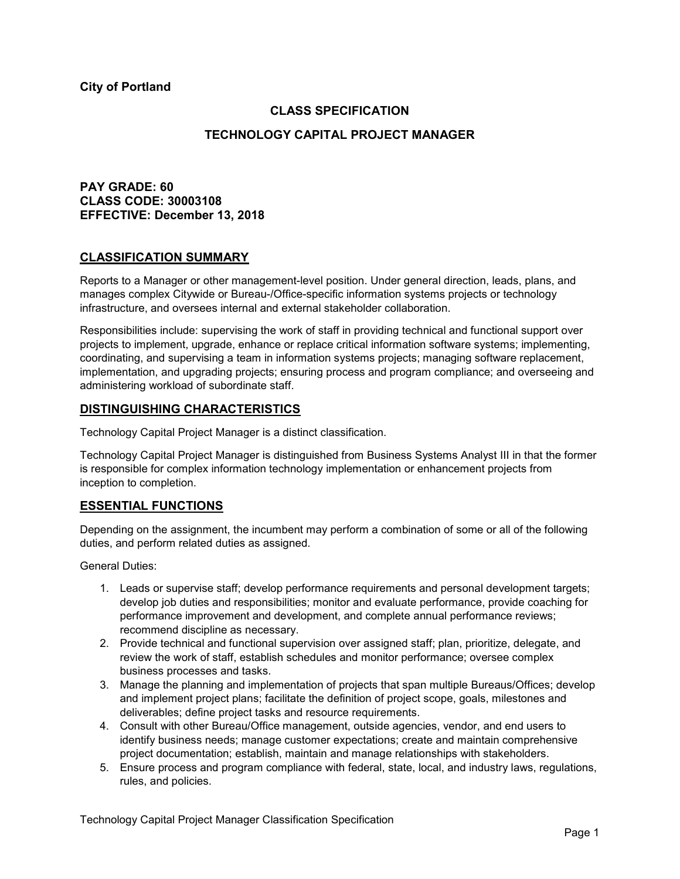**City of Portland**

## CLASS SPECIFICATION

## TECHNOLOGY CAPITAL PROJECT MANAGER

**PAY GRADE: 60**
**CLASS CODE: 30003108**
**EFFECTIVE: December 13, 2018**

## CLASSIFICATION SUMMARY

Reports to a Manager or other management-level position. Under general direction, leads, plans, and manages complex Citywide or Bureau-/Office-specific information systems projects or technology infrastructure, and oversees internal and external stakeholder collaboration.

Responsibilities include: supervising the work of staff in providing technical and functional support over projects to implement, upgrade, enhance or replace critical information software systems; implementing, coordinating, and supervising a team in information systems projects; managing software replacement, implementation, and upgrading projects; ensuring process and program compliance; and overseeing and administering workload of subordinate staff.

## DISTINGUISHING CHARACTERISTICS

Technology Capital Project Manager is a distinct classification.

Technology Capital Project Manager is distinguished from Business Systems Analyst III in that the former is responsible for complex information technology implementation or enhancement projects from inception to completion.

## ESSENTIAL FUNCTIONS

Depending on the assignment, the incumbent may perform a combination of some or all of the following duties, and perform related duties as assigned.

General Duties:

1. Leads or supervise staff; develop performance requirements and personal development targets; develop job duties and responsibilities; monitor and evaluate performance, provide coaching for performance improvement and development, and complete annual performance reviews; recommend discipline as necessary.
2. Provide technical and functional supervision over assigned staff; plan, prioritize, delegate, and review the work of staff, establish schedules and monitor performance; oversee complex business processes and tasks.
3. Manage the planning and implementation of projects that span multiple Bureaus/Offices; develop and implement project plans; facilitate the definition of project scope, goals, milestones and deliverables; define project tasks and resource requirements.
4. Consult with other Bureau/Office management, outside agencies, vendor, and end users to identify business needs; manage customer expectations; create and maintain comprehensive project documentation; establish, maintain and manage relationships with stakeholders.
5. Ensure process and program compliance with federal, state, local, and industry laws, regulations, rules, and policies.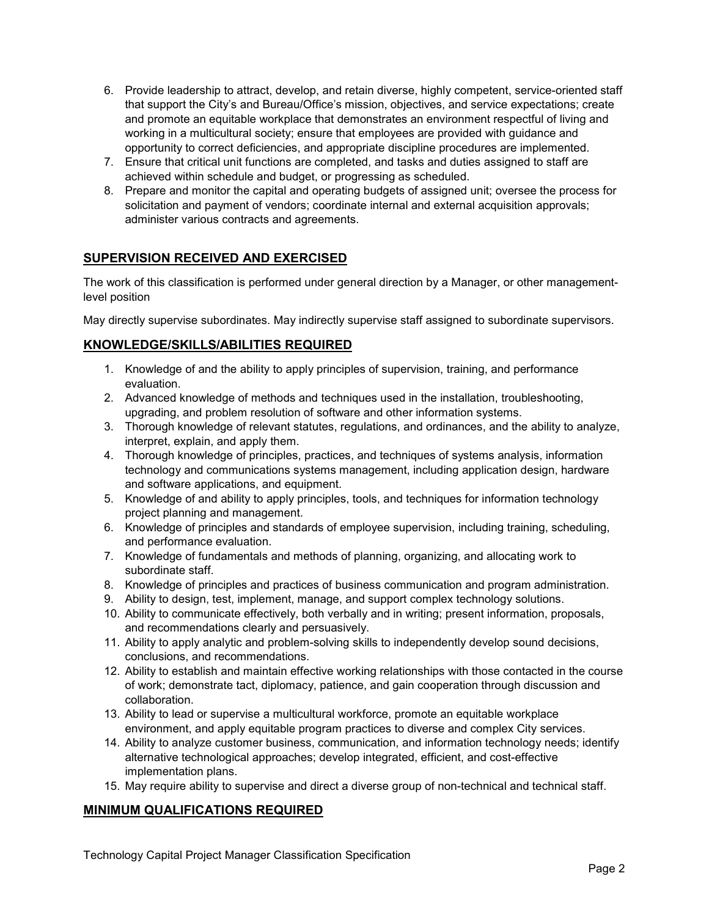6. Provide leadership to attract, develop, and retain diverse, highly competent, service-oriented staff that support the City's and Bureau/Office's mission, objectives, and service expectations; create and promote an equitable workplace that demonstrates an environment respectful of living and working in a multicultural society; ensure that employees are provided with guidance and opportunity to correct deficiencies, and appropriate discipline procedures are implemented.
7. Ensure that critical unit functions are completed, and tasks and duties assigned to staff are achieved within schedule and budget, or progressing as scheduled.
8. Prepare and monitor the capital and operating budgets of assigned unit; oversee the process for solicitation and payment of vendors; coordinate internal and external acquisition approvals; administer various contracts and agreements.

## SUPERVISION RECEIVED AND EXERCISED

The work of this classification is performed under general direction by a Manager, or other management-level position

May directly supervise subordinates. May indirectly supervise staff assigned to subordinate supervisors.

## KNOWLEDGE/SKILLS/ABILITIES REQUIRED

1. Knowledge of and the ability to apply principles of supervision, training, and performance evaluation.
2. Advanced knowledge of methods and techniques used in the installation, troubleshooting, upgrading, and problem resolution of software and other information systems.
3. Thorough knowledge of relevant statutes, regulations, and ordinances, and the ability to analyze, interpret, explain, and apply them.
4. Thorough knowledge of principles, practices, and techniques of systems analysis, information technology and communications systems management, including application design, hardware and software applications, and equipment.
5. Knowledge of and ability to apply principles, tools, and techniques for information technology project planning and management.
6. Knowledge of principles and standards of employee supervision, including training, scheduling, and performance evaluation.
7. Knowledge of fundamentals and methods of planning, organizing, and allocating work to subordinate staff.
8. Knowledge of principles and practices of business communication and program administration.
9. Ability to design, test, implement, manage, and support complex technology solutions.
10. Ability to communicate effectively, both verbally and in writing; present information, proposals, and recommendations clearly and persuasively.
11. Ability to apply analytic and problem-solving skills to independently develop sound decisions, conclusions, and recommendations.
12. Ability to establish and maintain effective working relationships with those contacted in the course of work; demonstrate tact, diplomacy, patience, and gain cooperation through discussion and collaboration.
13. Ability to lead or supervise a multicultural workforce, promote an equitable workplace environment, and apply equitable program practices to diverse and complex City services.
14. Ability to analyze customer business, communication, and information technology needs; identify alternative technological approaches; develop integrated, efficient, and cost-effective implementation plans.
15. May require ability to supervise and direct a diverse group of non-technical and technical staff.

## MINIMUM QUALIFICATIONS REQUIRED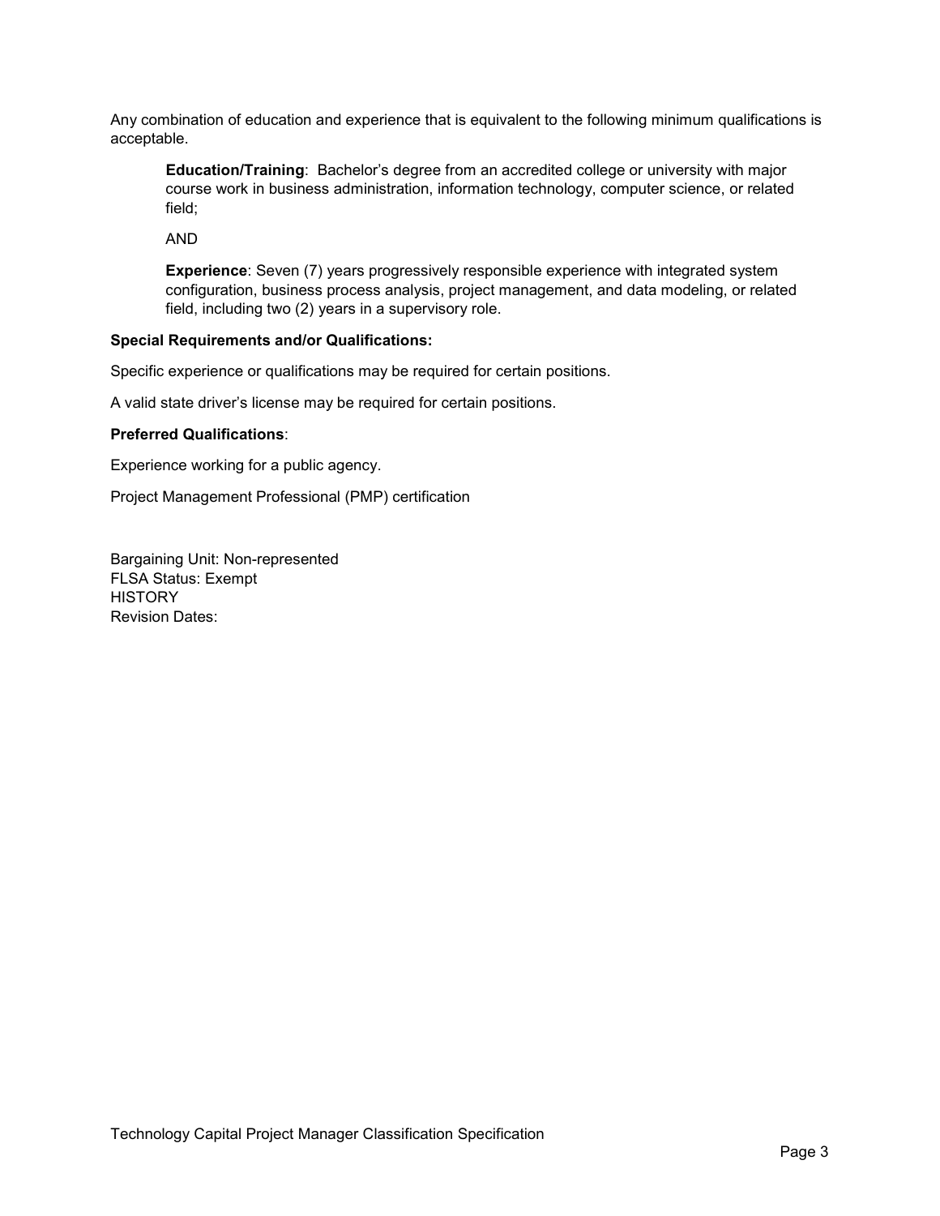Any combination of education and experience that is equivalent to the following minimum qualifications is acceptable.

> **Education/Training**: Bachelor's degree from an accredited college or university with major course work in business administration, information technology, computer science, or related field;
>
> AND
>
> **Experience**: Seven (7) years progressively responsible experience with integrated system configuration, business process analysis, project management, and data modeling, or related field, including two (2) years in a supervisory role.

**Special Requirements and/or Qualifications:**

Specific experience or qualifications may be required for certain positions.

A valid state driver's license may be required for certain positions.

**Preferred Qualifications**:

Experience working for a public agency.

Project Management Professional (PMP) certification

Bargaining Unit: Non-represented
FLSA Status: Exempt
HISTORY
Revision Dates: